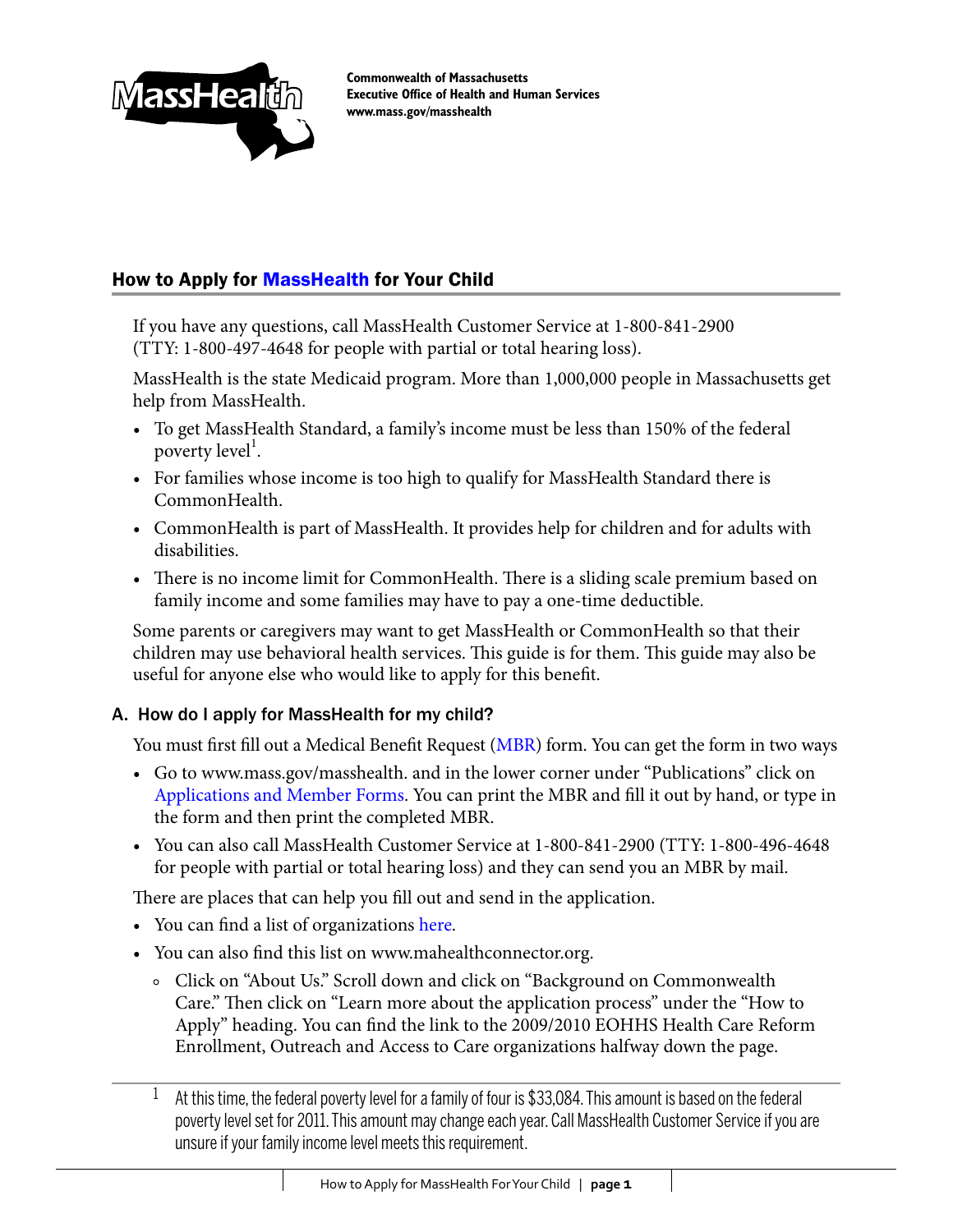Commonwealth of Massachusetts
Executive Office of Health and Human Services
www.mass.gov/masshealth

## How to Apply for MassHealth for Your Child

If you have any questions, call MassHealth Customer Service at 1-800-841-2900 (TTY: 1-800-497-4648 for people with partial or total hearing loss).

MassHealth is the state Medicaid program. More than 1,000,000 people in Massachusetts get help from MassHealth.

- To get MassHealth Standard, a family's income must be less than 150% of the federal poverty level[1].
- For families whose income is too high to qualify for MassHealth Standard there is CommonHealth.
- CommonHealth is part of MassHealth. It provides help for children and for adults with disabilities.
- There is no income limit for CommonHealth. There is a sliding scale premium based on family income and some families may have to pay a one-time deductible.

Some parents or caregivers may want to get MassHealth or CommonHealth so that their children may use behavioral health services. This guide is for them. This guide may also be useful for anyone else who would like to apply for this benefit.

### A. How do I apply for MassHealth for my child?

You must first fill out a Medical Benefit Request (MBR) form. You can get the form in two ways

- Go to www.mass.gov/masshealth. and in the lower corner under "Publications" click on Applications and Member Forms. You can print the MBR and fill it out by hand, or type in the form and then print the completed MBR.
- You can also call MassHealth Customer Service at 1-800-841-2900 (TTY: 1-800-496-4648 for people with partial or total hearing loss) and they can send you an MBR by mail.

There are places that can help you fill out and send in the application.

- You can find a list of organizations here.
- You can also find this list on www.mahealthconnector.org.
  - Click on "About Us." Scroll down and click on "Background on Commonwealth Care." Then click on "Learn more about the application process" under the "How to Apply" heading. You can find the link to the 2009/2010 EOHHS Health Care Reform Enrollment, Outreach and Access to Care organizations halfway down the page.

---

[1] At this time, the federal poverty level for a family of four is $33,084. This amount is based on the federal poverty level set for 2011. This amount may change each year. Call MassHealth Customer Service if you are unsure if your family income level meets this requirement.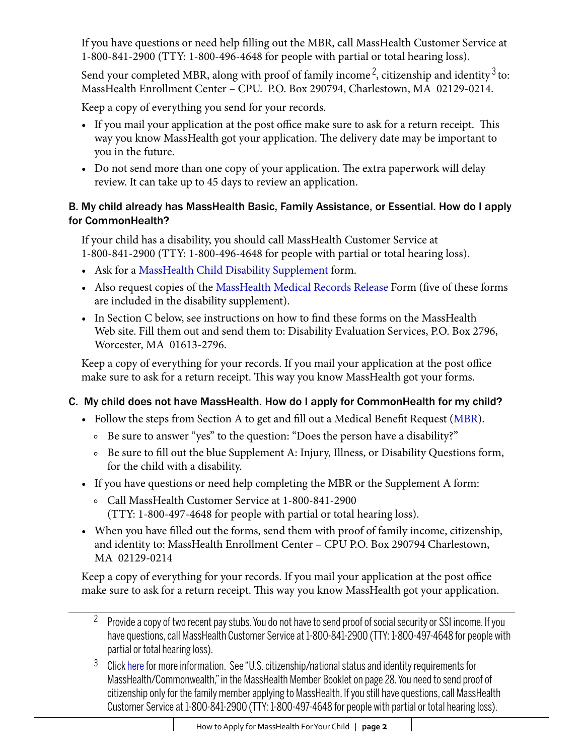If you have questions or need help filling out the MBR, call MassHealth Customer Service at 1-800-841-2900 (TTY: 1-800-496-4648 for people with partial or total hearing loss).

Send your completed MBR, along with proof of family income [2], citizenship and identity [3] to: MassHealth Enrollment Center – CPU. P.O. Box 290794, Charlestown, MA 02129-0214.

Keep a copy of everything you send for your records.

- If you mail your application at the post office make sure to ask for a return receipt. This way you know MassHealth got your application. The delivery date may be important to you in the future.
- Do not send more than one copy of your application. The extra paperwork will delay review. It can take up to 45 days to review an application.

### B. My child already has MassHealth Basic, Family Assistance, or Essential. How do I apply for CommonHealth?

If your child has a disability, you should call MassHealth Customer Service at 1-800-841-2900 (TTY: 1-800-496-4648 for people with partial or total hearing loss).

- Ask for a MassHealth Child Disability Supplement form.
- Also request copies of the MassHealth Medical Records Release Form (five of these forms are included in the disability supplement).
- In Section C below, see instructions on how to find these forms on the MassHealth Web site. Fill them out and send them to: Disability Evaluation Services, P.O. Box 2796, Worcester, MA 01613-2796.

Keep a copy of everything for your records. If you mail your application at the post office make sure to ask for a return receipt. This way you know MassHealth got your forms.

### C. My child does not have MassHealth. How do I apply for CommonHealth for my child?

- Follow the steps from Section A to get and fill out a Medical Benefit Request (MBR).
  - Be sure to answer “yes” to the question: “Does the person have a disability?”
  - Be sure to fill out the blue Supplement A: Injury, Illness, or Disability Questions form, for the child with a disability.
- If you have questions or need help completing the MBR or the Supplement A form:
  - Call MassHealth Customer Service at 1-800-841-2900 (TTY: 1-800-497-4648 for people with partial or total hearing loss).
- When you have filled out the forms, send them with proof of family income, citizenship, and identity to: MassHealth Enrollment Center – CPU P.O. Box 290794 Charlestown, MA 02129-0214

Keep a copy of everything for your records. If you mail your application at the post office make sure to ask for a return receipt. This way you know MassHealth got your application.

---

[2] Provide a copy of two recent pay stubs. You do not have to send proof of social security or SSI income. If you have questions, call MassHealth Customer Service at 1-800-841-2900 (TTY: 1-800-497-4648 for people with partial or total hearing loss).

[3] Click here for more information. See “U.S. citizenship/national status and identity requirements for MassHealth/Commonwealth,” in the MassHealth Member Booklet on page 28. You need to send proof of citizenship only for the family member applying to MassHealth. If you still have questions, call MassHealth Customer Service at 1-800-841-2900 (TTY: 1-800-497-4648 for people with partial or total hearing loss).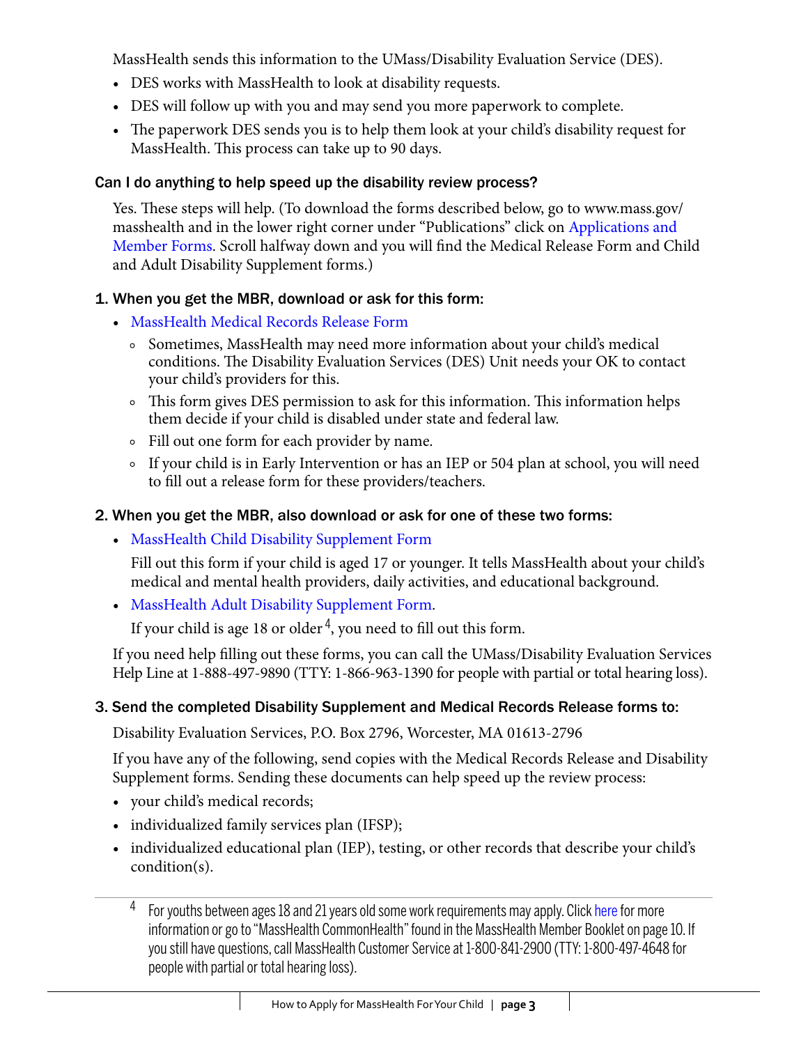MassHealth sends this information to the UMass/Disability Evaluation Service (DES).

- DES works with MassHealth to look at disability requests.
- DES will follow up with you and may send you more paperwork to complete.
- The paperwork DES sends you is to help them look at your child's disability request for MassHealth. This process can take up to 90 days.

### Can I do anything to help speed up the disability review process?

Yes. These steps will help. (To download the forms described below, go to www.mass.gov/masshealth and in the lower right corner under "Publications" click on Applications and Member Forms. Scroll halfway down and you will find the Medical Release Form and Child and Adult Disability Supplement forms.)

### 1. When you get the MBR, download or ask for this form:

- MassHealth Medical Records Release Form
  - Sometimes, MassHealth may need more information about your child's medical conditions. The Disability Evaluation Services (DES) Unit needs your OK to contact your child's providers for this.
  - This form gives DES permission to ask for this information. This information helps them decide if your child is disabled under state and federal law.
  - Fill out one form for each provider by name.
  - If your child is in Early Intervention or has an IEP or 504 plan at school, you will need to fill out a release form for these providers/teachers.

### 2. When you get the MBR, also download or ask for one of these two forms:

- MassHealth Child Disability Supplement Form

  Fill out this form if your child is aged 17 or younger. It tells MassHealth about your child's medical and mental health providers, daily activities, and educational background.

- MassHealth Adult Disability Supplement Form.

  If your child is age 18 or older[4], you need to fill out this form.

If you need help filling out these forms, you can call the UMass/Disability Evaluation Services Help Line at 1-888-497-9890 (TTY: 1-866-963-1390 for people with partial or total hearing loss).

### 3. Send the completed Disability Supplement and Medical Records Release forms to:

Disability Evaluation Services, P.O. Box 2796, Worcester, MA 01613-2796

If you have any of the following, send copies with the Medical Records Release and Disability Supplement forms. Sending these documents can help speed up the review process:

- your child's medical records;
- individualized family services plan (IFSP);
- individualized educational plan (IEP), testing, or other records that describe your child's condition(s).

---

[4] For youths between ages 18 and 21 years old some work requirements may apply. Click here for more information or go to "MassHealth CommonHealth" found in the MassHealth Member Booklet on page 10. If you still have questions, call MassHealth Customer Service at 1-800-841-2900 (TTY: 1-800-497-4648 for people with partial or total hearing loss).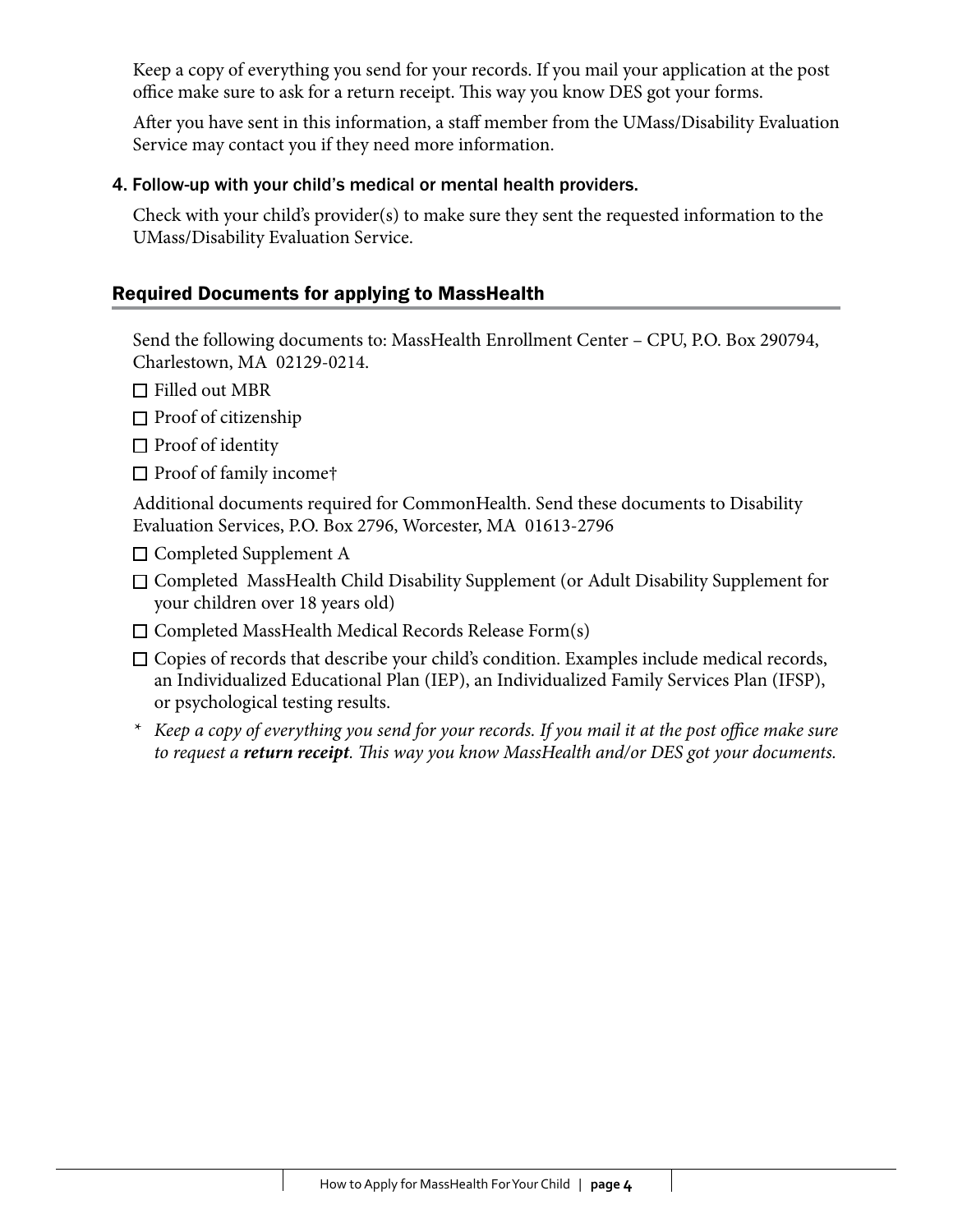Keep a copy of everything you send for your records. If you mail your application at the post office make sure to ask for a return receipt. This way you know DES got your forms.

After you have sent in this information, a staff member from the UMass/Disability Evaluation Service may contact you if they need more information.

### 4. Follow-up with your child's medical or mental health providers.

Check with your child's provider(s) to make sure they sent the requested information to the UMass/Disability Evaluation Service.

## Required Documents for applying to MassHealth

Send the following documents to: MassHealth Enrollment Center – CPU, P.O. Box 290794, Charlestown, MA 02129-0214.

- ☐ Filled out MBR
- ☐ Proof of citizenship
- ☐ Proof of identity
- ☐ Proof of family income†

Additional documents required for CommonHealth. Send these documents to Disability Evaluation Services, P.O. Box 2796, Worcester, MA 01613-2796

- ☐ Completed Supplement A
- ☐ Completed MassHealth Child Disability Supplement (or Adult Disability Supplement for your children over 18 years old)
- ☐ Completed MassHealth Medical Records Release Form(s)
- ☐ Copies of records that describe your child's condition. Examples include medical records, an Individualized Educational Plan (IEP), an Individualized Family Services Plan (IFSP), or psychological testing results.

\* *Keep a copy of everything you send for your records. If you mail it at the post office make sure to request a **return receipt**. This way you know MassHealth and/or DES got your documents.*